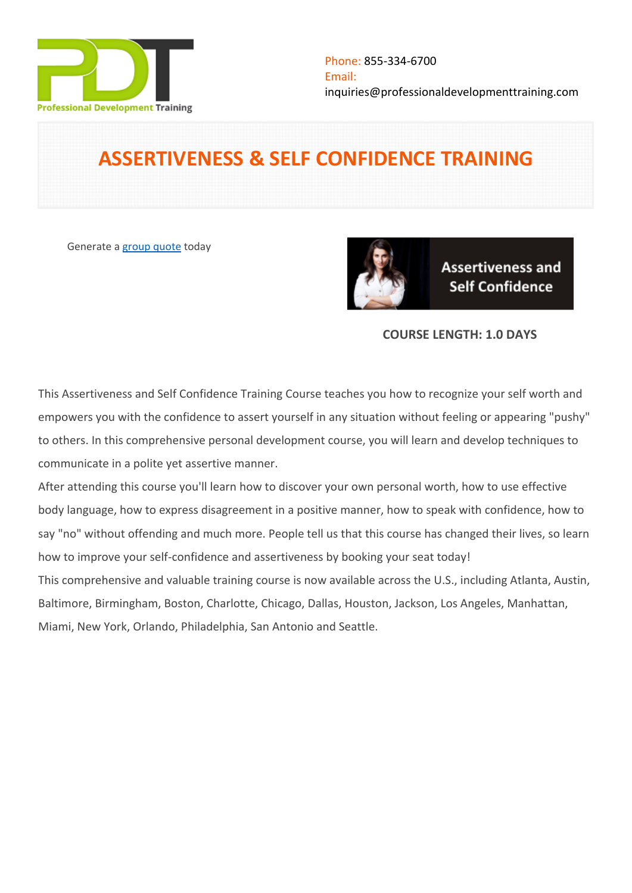Phone: 855-334-6700
Email:
inquiries@professionaldevelopmenttraining.com

# ASSERTIVENESS & SELF CONFIDENCE TRAINING

Generate a group quote today

**COURSE LENGTH: 1.0 DAYS**

This Assertiveness and Self Confidence Training Course teaches you how to recognize your self worth and empowers you with the confidence to assert yourself in any situation without feeling or appearing "pushy" to others. In this comprehensive personal development course, you will learn and develop techniques to communicate in a polite yet assertive manner.

After attending this course you'll learn how to discover your own personal worth, how to use effective body language, how to express disagreement in a positive manner, how to speak with confidence, how to say "no" without offending and much more. People tell us that this course has changed their lives, so learn how to improve your self-confidence and assertiveness by booking your seat today!

This comprehensive and valuable training course is now available across the U.S., including Atlanta, Austin, Baltimore, Birmingham, Boston, Charlotte, Chicago, Dallas, Houston, Jackson, Los Angeles, Manhattan, Miami, New York, Orlando, Philadelphia, San Antonio and Seattle.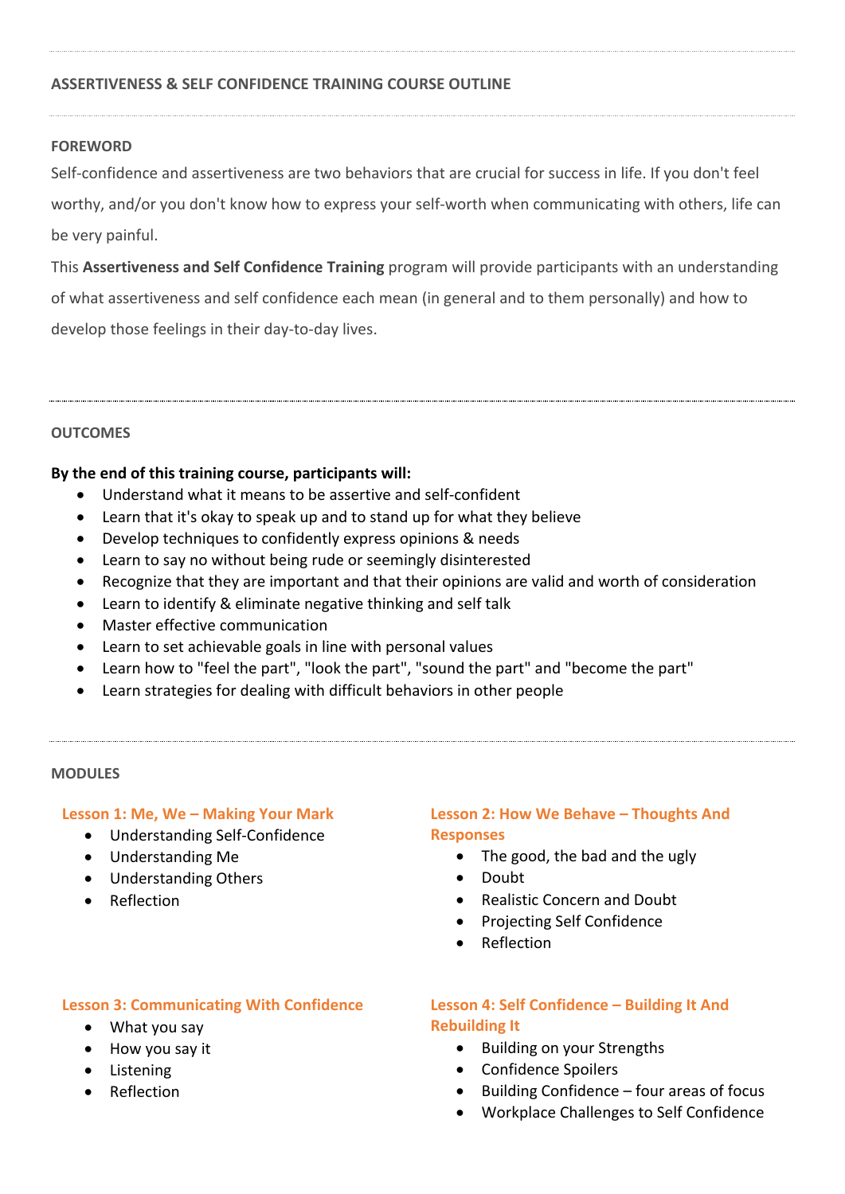## ASSERTIVENESS & SELF CONFIDENCE TRAINING COURSE OUTLINE

### FOREWORD

Self-confidence and assertiveness are two behaviors that are crucial for success in life. If you don't feel worthy, and/or you don't know how to express your self-worth when communicating with others, life can be very painful.

This **Assertiveness and Self Confidence Training** program will provide participants with an understanding of what assertiveness and self confidence each mean (in general and to them personally) and how to develop those feelings in their day-to-day lives.

### OUTCOMES

**By the end of this training course, participants will:**

- Understand what it means to be assertive and self-confident
- Learn that it's okay to speak up and to stand up for what they believe
- Develop techniques to confidently express opinions & needs
- Learn to say no without being rude or seemingly disinterested
- Recognize that they are important and that their opinions are valid and worth of consideration
- Learn to identify & eliminate negative thinking and self talk
- Master effective communication
- Learn to set achievable goals in line with personal values
- Learn how to "feel the part", "look the part", "sound the part" and "become the part"
- Learn strategies for dealing with difficult behaviors in other people

### MODULES

#### Lesson 1: Me, We – Making Your Mark

- Understanding Self-Confidence
- Understanding Me
- Understanding Others
- Reflection

#### Lesson 2: How We Behave – Thoughts And Responses

- The good, the bad and the ugly
- Doubt
- Realistic Concern and Doubt
- Projecting Self Confidence
- Reflection

#### Lesson 3: Communicating With Confidence

- What you say
- How you say it
- Listening
- Reflection

#### Lesson 4: Self Confidence – Building It And Rebuilding It

- Building on your Strengths
- Confidence Spoilers
- Building Confidence – four areas of focus
- Workplace Challenges to Self Confidence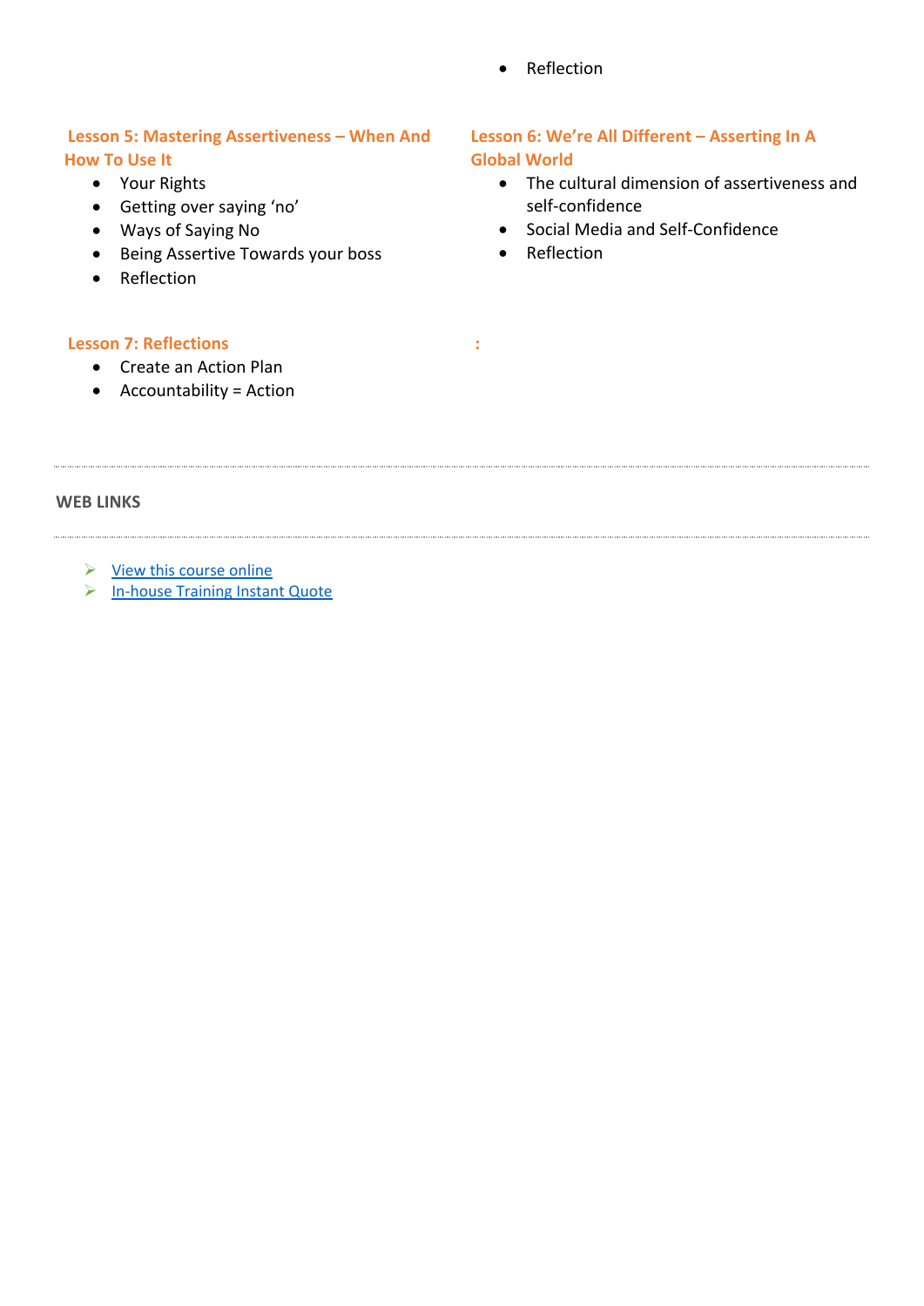- Reflection

### Lesson 5: Mastering Assertiveness – When And How To Use It

- Your Rights
- Getting over saying 'no'
- Ways of Saying No
- Being Assertive Towards your boss
- Reflection

### Lesson 6: We're All Different – Asserting In A Global World

- The cultural dimension of assertiveness and self-confidence
- Social Media and Self-Confidence
- Reflection

### Lesson 7: Reflections

- Create an Action Plan
- Accountability = Action

:

## WEB LINKS

- View this course online
- In-house Training Instant Quote